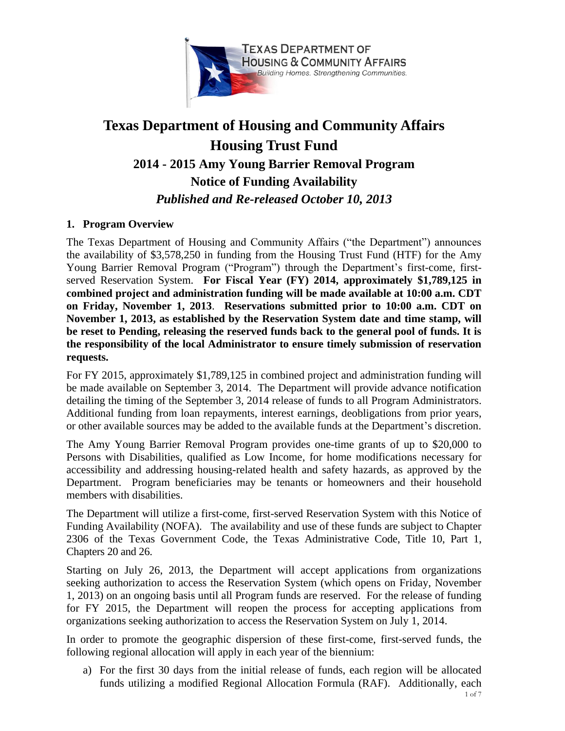# Texas Department of Housing and Community Affairs

# Housing Trust Fund

## 2014 - 2015 Amy Young Barrier Removal Program

## Notice of Funding Availability

## *Published and Re-released October 10, 2013*

### 1. Program Overview

The Texas Department of Housing and Community Affairs ("the Department") announces the availability of $3,578,250 in funding from the Housing Trust Fund (HTF) for the Amy Young Barrier Removal Program ("Program") through the Department's first-come, first-served Reservation System. **For Fiscal Year (FY) 2014, approximately $1,789,125 in combined project and administration funding will be made available at 10:00 a.m. CDT on Friday, November 1, 2013**. **Reservations submitted prior to 10:00 a.m. CDT on November 1, 2013, as established by the Reservation System date and time stamp, will be reset to Pending, releasing the reserved funds back to the general pool of funds. It is the responsibility of the local Administrator to ensure timely submission of reservation requests.**

For FY 2015, approximately $1,789,125 in combined project and administration funding will be made available on September 3, 2014. The Department will provide advance notification detailing the timing of the September 3, 2014 release of funds to all Program Administrators. Additional funding from loan repayments, interest earnings, deobligations from prior years, or other available sources may be added to the available funds at the Department's discretion.

The Amy Young Barrier Removal Program provides one-time grants of up to $20,000 to Persons with Disabilities, qualified as Low Income, for home modifications necessary for accessibility and addressing housing-related health and safety hazards, as approved by the Department. Program beneficiaries may be tenants or homeowners and their household members with disabilities.

The Department will utilize a first-come, first-served Reservation System with this Notice of Funding Availability (NOFA). The availability and use of these funds are subject to Chapter 2306 of the Texas Government Code, the Texas Administrative Code, Title 10, Part 1, Chapters 20 and 26.

Starting on July 26, 2013, the Department will accept applications from organizations seeking authorization to access the Reservation System (which opens on Friday, November 1, 2013) on an ongoing basis until all Program funds are reserved. For the release of funding for FY 2015, the Department will reopen the process for accepting applications from organizations seeking authorization to access the Reservation System on July 1, 2014.

In order to promote the geographic dispersion of these first-come, first-served funds, the following regional allocation will apply in each year of the biennium:

a) For the first 30 days from the initial release of funds, each region will be allocated funds utilizing a modified Regional Allocation Formula (RAF). Additionally, each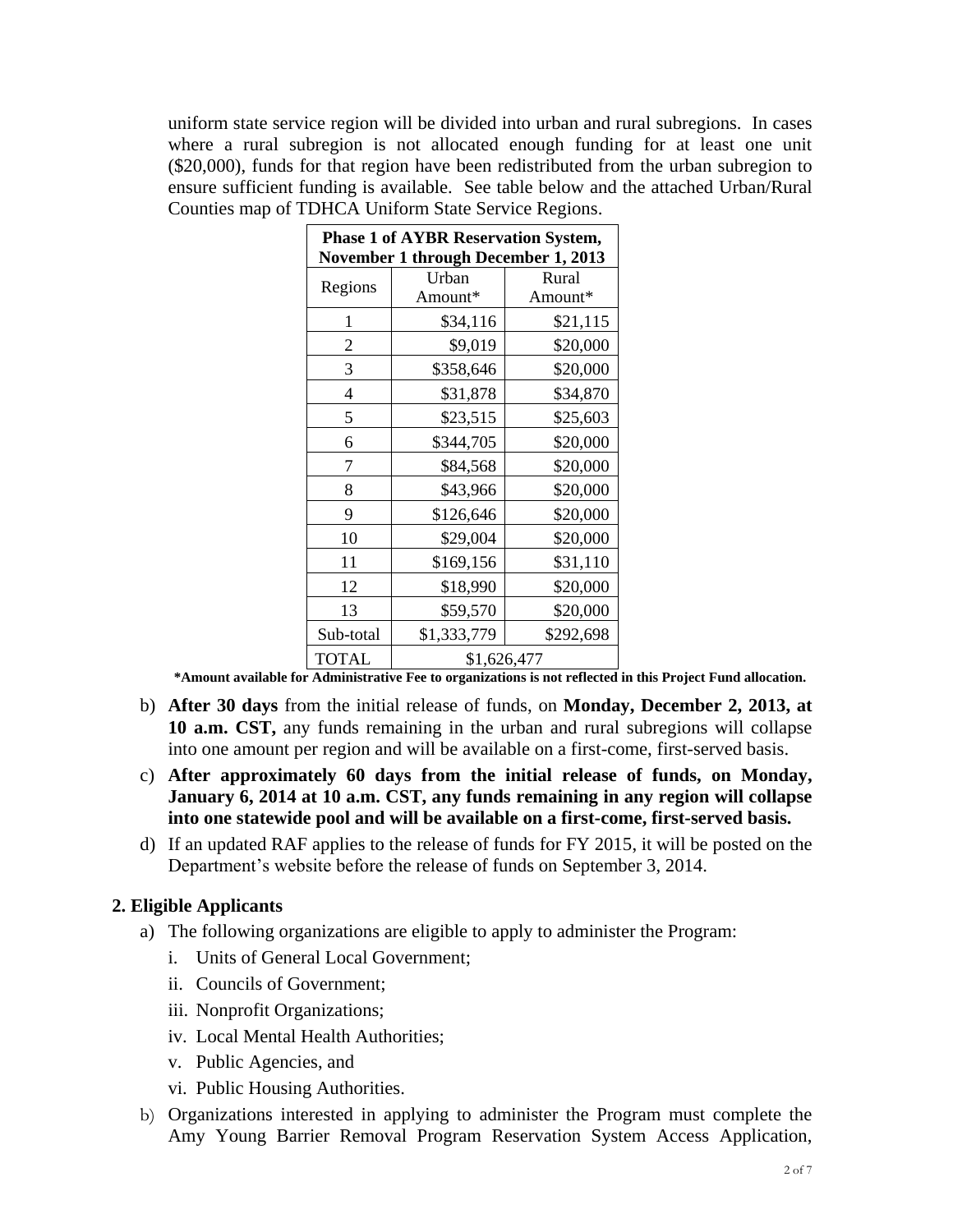uniform state service region will be divided into urban and rural subregions. In cases where a rural subregion is not allocated enough funding for at least one unit ($20,000), funds for that region have been redistributed from the urban subregion to ensure sufficient funding is available. See table below and the attached Urban/Rural Counties map of TDHCA Uniform State Service Regions.

| **Phase 1 of AYBR Reservation System, November 1 through December 1, 2013** | | |
|---|---|---|
| Regions | Urban Amount* | Rural Amount* |
| 1 | $34,116 | $21,115 |
| 2 | $9,019 | $20,000 |
| 3 | $358,646 | $20,000 |
| 4 | $31,878 | $34,870 |
| 5 | $23,515 | $25,603 |
| 6 | $344,705 | $20,000 |
| 7 | $84,568 | $20,000 |
| 8 | $43,966 | $20,000 |
| 9 | $126,646 | $20,000 |
| 10 | $29,004 | $20,000 |
| 11 | $169,156 | $31,110 |
| 12 | $18,990 | $20,000 |
| 13 | $59,570 | $20,000 |
| Sub-total | $1,333,779 | $292,698 |
| TOTAL | $1,626,477 | |

**\*Amount available for Administrative Fee to organizations is not reflected in this Project Fund allocation.**

b) **After 30 days** from the initial release of funds, on **Monday, December 2, 2013, at 10 a.m. CST,** any funds remaining in the urban and rural subregions will collapse into one amount per region and will be available on a first-come, first-served basis.

c) **After approximately 60 days from the initial release of funds, on Monday, January 6, 2014 at 10 a.m. CST, any funds remaining in any region will collapse into one statewide pool and will be available on a first-come, first-served basis.**

d) If an updated RAF applies to the release of funds for FY 2015, it will be posted on the Department's website before the release of funds on September 3, 2014.

## 2. Eligible Applicants

a) The following organizations are eligible to apply to administer the Program:

   i. Units of General Local Government;

   ii. Councils of Government;

   iii. Nonprofit Organizations;

   iv. Local Mental Health Authorities;

   v. Public Agencies, and

   vi. Public Housing Authorities.

b) Organizations interested in applying to administer the Program must complete the Amy Young Barrier Removal Program Reservation System Access Application,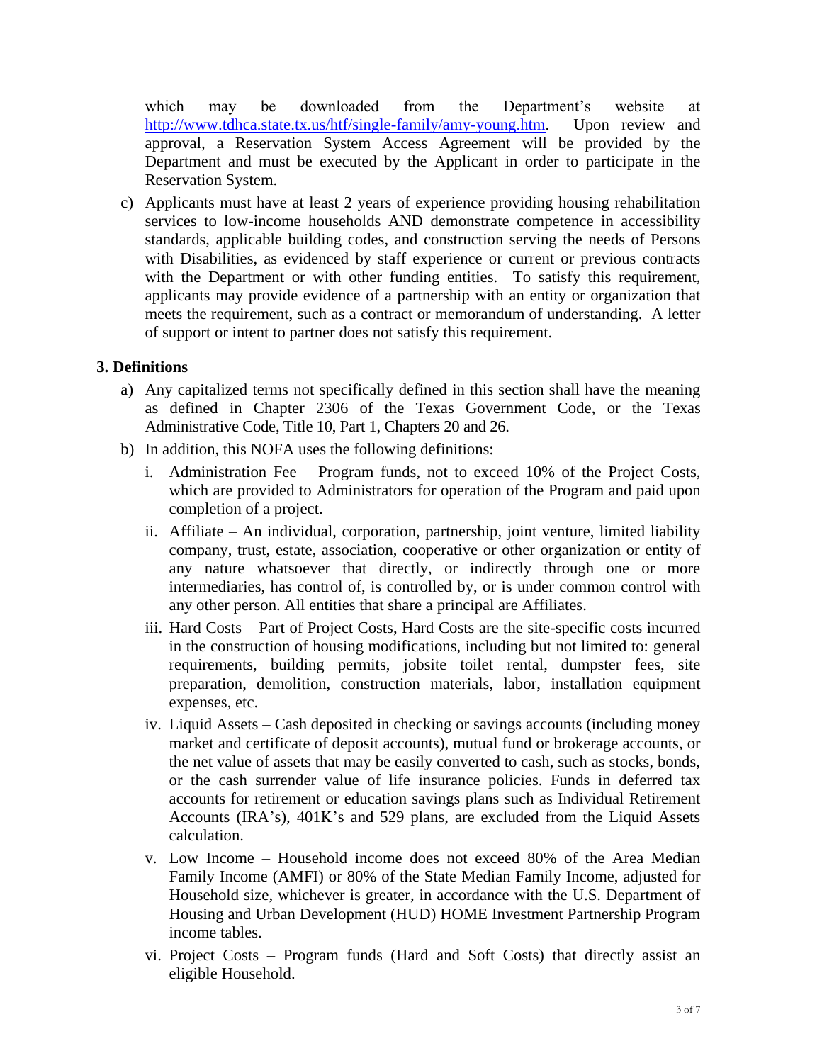which may be downloaded from the Department's website at http://www.tdhca.state.tx.us/htf/single-family/amy-young.htm. Upon review and approval, a Reservation System Access Agreement will be provided by the Department and must be executed by the Applicant in order to participate in the Reservation System.

c) Applicants must have at least 2 years of experience providing housing rehabilitation services to low-income households AND demonstrate competence in accessibility standards, applicable building codes, and construction serving the needs of Persons with Disabilities, as evidenced by staff experience or current or previous contracts with the Department or with other funding entities. To satisfy this requirement, applicants may provide evidence of a partnership with an entity or organization that meets the requirement, such as a contract or memorandum of understanding. A letter of support or intent to partner does not satisfy this requirement.

### 3. Definitions

a) Any capitalized terms not specifically defined in this section shall have the meaning as defined in Chapter 2306 of the Texas Government Code, or the Texas Administrative Code, Title 10, Part 1, Chapters 20 and 26.

b) In addition, this NOFA uses the following definitions:

   i. Administration Fee – Program funds, not to exceed 10% of the Project Costs, which are provided to Administrators for operation of the Program and paid upon completion of a project.

   ii. Affiliate – An individual, corporation, partnership, joint venture, limited liability company, trust, estate, association, cooperative or other organization or entity of any nature whatsoever that directly, or indirectly through one or more intermediaries, has control of, is controlled by, or is under common control with any other person. All entities that share a principal are Affiliates.

   iii. Hard Costs – Part of Project Costs, Hard Costs are the site-specific costs incurred in the construction of housing modifications, including but not limited to: general requirements, building permits, jobsite toilet rental, dumpster fees, site preparation, demolition, construction materials, labor, installation equipment expenses, etc.

   iv. Liquid Assets – Cash deposited in checking or savings accounts (including money market and certificate of deposit accounts), mutual fund or brokerage accounts, or the net value of assets that may be easily converted to cash, such as stocks, bonds, or the cash surrender value of life insurance policies. Funds in deferred tax accounts for retirement or education savings plans such as Individual Retirement Accounts (IRA's), 401K's and 529 plans, are excluded from the Liquid Assets calculation.

   v. Low Income – Household income does not exceed 80% of the Area Median Family Income (AMFI) or 80% of the State Median Family Income, adjusted for Household size, whichever is greater, in accordance with the U.S. Department of Housing and Urban Development (HUD) HOME Investment Partnership Program income tables.

   vi. Project Costs – Program funds (Hard and Soft Costs) that directly assist an eligible Household.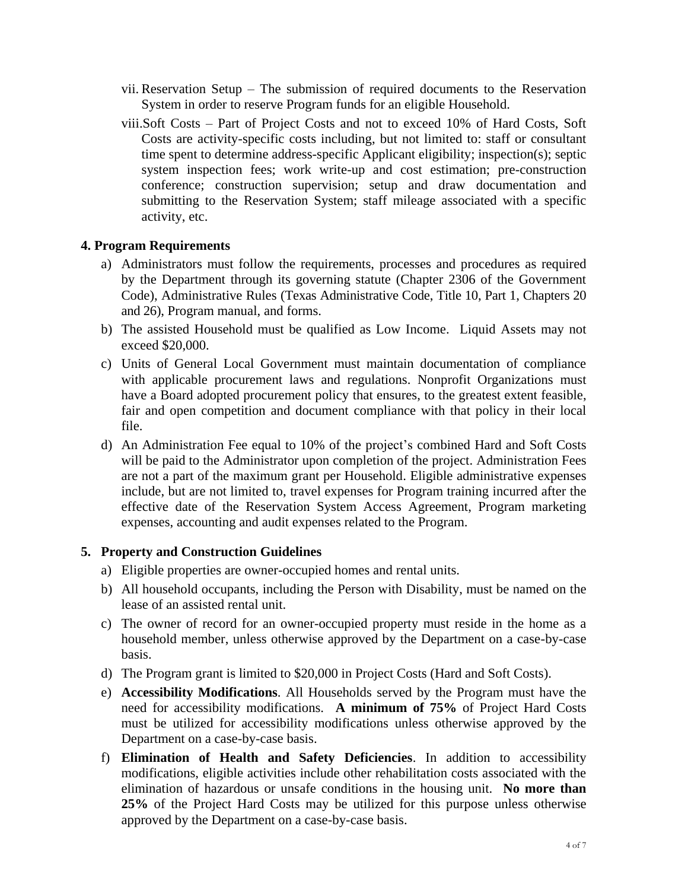vii. Reservation Setup – The submission of required documents to the Reservation System in order to reserve Program funds for an eligible Household.

viii. Soft Costs – Part of Project Costs and not to exceed 10% of Hard Costs, Soft Costs are activity-specific costs including, but not limited to: staff or consultant time spent to determine address-specific Applicant eligibility; inspection(s); septic system inspection fees; work write-up and cost estimation; pre-construction conference; construction supervision; setup and draw documentation and submitting to the Reservation System; staff mileage associated with a specific activity, etc.

## 4. Program Requirements

a) Administrators must follow the requirements, processes and procedures as required by the Department through its governing statute (Chapter 2306 of the Government Code), Administrative Rules (Texas Administrative Code, Title 10, Part 1, Chapters 20 and 26), Program manual, and forms.

b) The assisted Household must be qualified as Low Income. Liquid Assets may not exceed $20,000.

c) Units of General Local Government must maintain documentation of compliance with applicable procurement laws and regulations. Nonprofit Organizations must have a Board adopted procurement policy that ensures, to the greatest extent feasible, fair and open competition and document compliance with that policy in their local file.

d) An Administration Fee equal to 10% of the project's combined Hard and Soft Costs will be paid to the Administrator upon completion of the project. Administration Fees are not a part of the maximum grant per Household. Eligible administrative expenses include, but are not limited to, travel expenses for Program training incurred after the effective date of the Reservation System Access Agreement, Program marketing expenses, accounting and audit expenses related to the Program.

## 5. Property and Construction Guidelines

a) Eligible properties are owner-occupied homes and rental units.

b) All household occupants, including the Person with Disability, must be named on the lease of an assisted rental unit.

c) The owner of record for an owner-occupied property must reside in the home as a household member, unless otherwise approved by the Department on a case-by-case basis.

d) The Program grant is limited to $20,000 in Project Costs (Hard and Soft Costs).

e) **Accessibility Modifications**. All Households served by the Program must have the need for accessibility modifications. **A minimum of 75%** of Project Hard Costs must be utilized for accessibility modifications unless otherwise approved by the Department on a case-by-case basis.

f) **Elimination of Health and Safety Deficiencies**. In addition to accessibility modifications, eligible activities include other rehabilitation costs associated with the elimination of hazardous or unsafe conditions in the housing unit. **No more than 25%** of the Project Hard Costs may be utilized for this purpose unless otherwise approved by the Department on a case-by-case basis.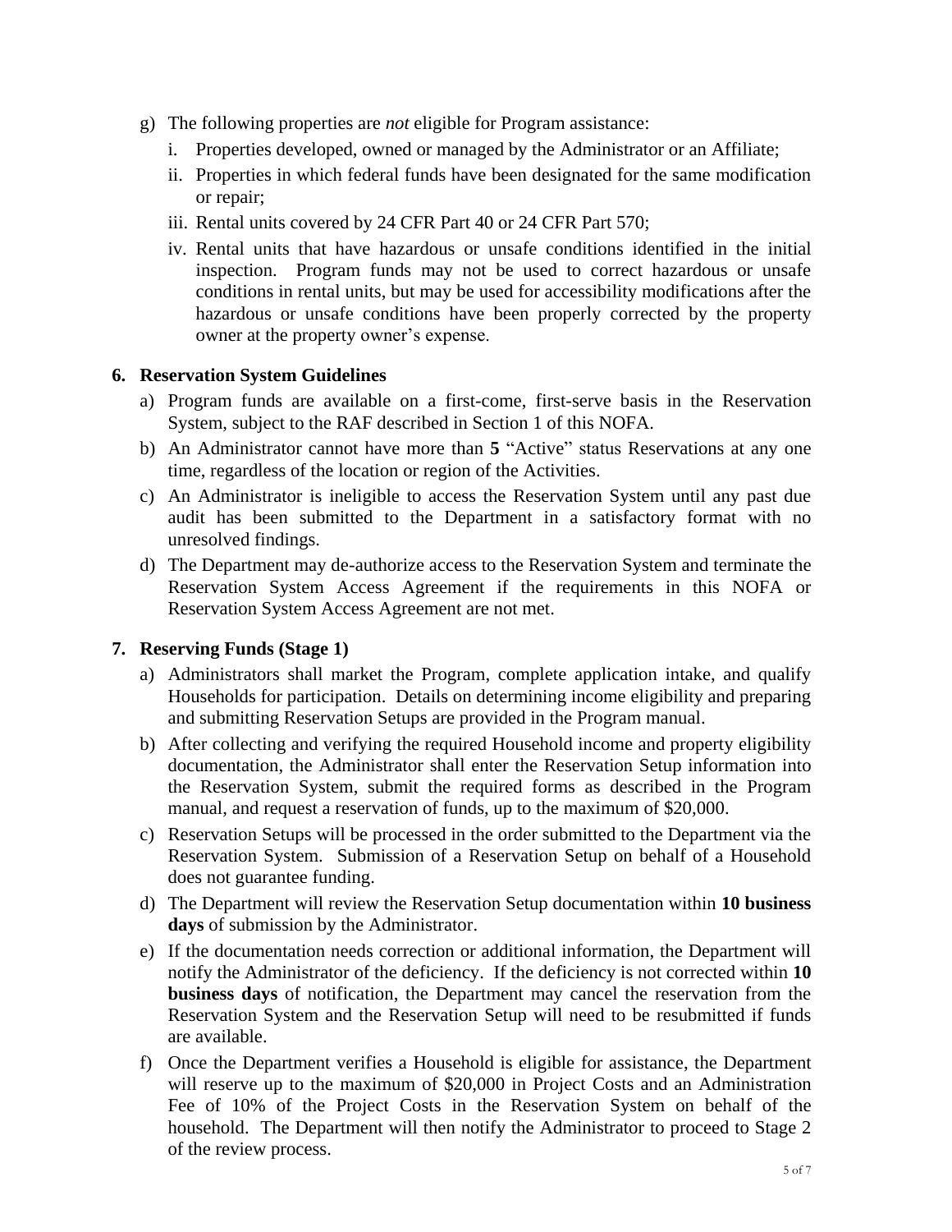g) The following properties are *not* eligible for Program assistance:
   i. Properties developed, owned or managed by the Administrator or an Affiliate;
   ii. Properties in which federal funds have been designated for the same modification or repair;
   iii. Rental units covered by 24 CFR Part 40 or 24 CFR Part 570;
   iv. Rental units that have hazardous or unsafe conditions identified in the initial inspection. Program funds may not be used to correct hazardous or unsafe conditions in rental units, but may be used for accessibility modifications after the hazardous or unsafe conditions have been properly corrected by the property owner at the property owner's expense.

## 6. Reservation System Guidelines

a) Program funds are available on a first-come, first-serve basis in the Reservation System, subject to the RAF described in Section 1 of this NOFA.

b) An Administrator cannot have more than **5** "Active" status Reservations at any one time, regardless of the location or region of the Activities.

c) An Administrator is ineligible to access the Reservation System until any past due audit has been submitted to the Department in a satisfactory format with no unresolved findings.

d) The Department may de-authorize access to the Reservation System and terminate the Reservation System Access Agreement if the requirements in this NOFA or Reservation System Access Agreement are not met.

## 7. Reserving Funds (Stage 1)

a) Administrators shall market the Program, complete application intake, and qualify Households for participation. Details on determining income eligibility and preparing and submitting Reservation Setups are provided in the Program manual.

b) After collecting and verifying the required Household income and property eligibility documentation, the Administrator shall enter the Reservation Setup information into the Reservation System, submit the required forms as described in the Program manual, and request a reservation of funds, up to the maximum of $20,000.

c) Reservation Setups will be processed in the order submitted to the Department via the Reservation System. Submission of a Reservation Setup on behalf of a Household does not guarantee funding.

d) The Department will review the Reservation Setup documentation within **10 business days** of submission by the Administrator.

e) If the documentation needs correction or additional information, the Department will notify the Administrator of the deficiency. If the deficiency is not corrected within **10 business days** of notification, the Department may cancel the reservation from the Reservation System and the Reservation Setup will need to be resubmitted if funds are available.

f) Once the Department verifies a Household is eligible for assistance, the Department will reserve up to the maximum of $20,000 in Project Costs and an Administration Fee of 10% of the Project Costs in the Reservation System on behalf of the household. The Department will then notify the Administrator to proceed to Stage 2 of the review process.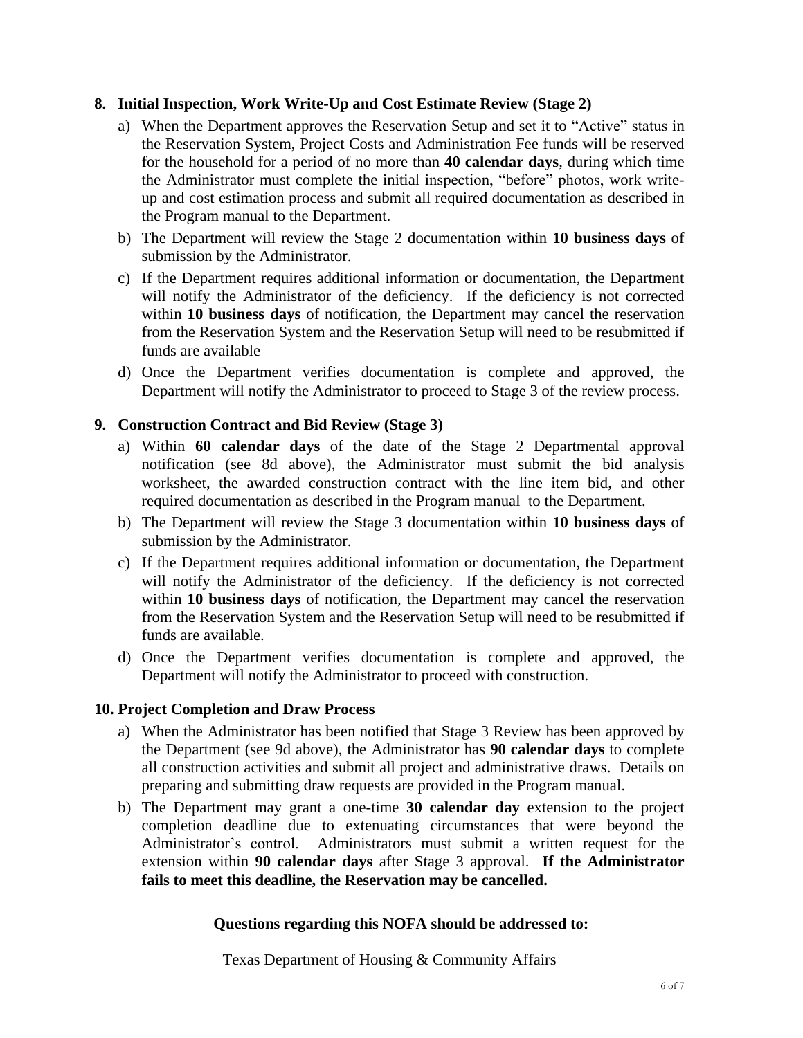## 8. Initial Inspection, Work Write-Up and Cost Estimate Review (Stage 2)

a) When the Department approves the Reservation Setup and set it to "Active" status in the Reservation System, Project Costs and Administration Fee funds will be reserved for the household for a period of no more than **40 calendar days**, during which time the Administrator must complete the initial inspection, "before" photos, work write-up and cost estimation process and submit all required documentation as described in the Program manual to the Department.

b) The Department will review the Stage 2 documentation within **10 business days** of submission by the Administrator.

c) If the Department requires additional information or documentation, the Department will notify the Administrator of the deficiency. If the deficiency is not corrected within **10 business days** of notification, the Department may cancel the reservation from the Reservation System and the Reservation Setup will need to be resubmitted if funds are available

d) Once the Department verifies documentation is complete and approved, the Department will notify the Administrator to proceed to Stage 3 of the review process.

## 9. Construction Contract and Bid Review (Stage 3)

a) Within **60 calendar days** of the date of the Stage 2 Departmental approval notification (see 8d above), the Administrator must submit the bid analysis worksheet, the awarded construction contract with the line item bid, and other required documentation as described in the Program manual to the Department.

b) The Department will review the Stage 3 documentation within **10 business days** of submission by the Administrator.

c) If the Department requires additional information or documentation, the Department will notify the Administrator of the deficiency. If the deficiency is not corrected within **10 business days** of notification, the Department may cancel the reservation from the Reservation System and the Reservation Setup will need to be resubmitted if funds are available.

d) Once the Department verifies documentation is complete and approved, the Department will notify the Administrator to proceed with construction.

## 10. Project Completion and Draw Process

a) When the Administrator has been notified that Stage 3 Review has been approved by the Department (see 9d above), the Administrator has **90 calendar days** to complete all construction activities and submit all project and administrative draws. Details on preparing and submitting draw requests are provided in the Program manual.

b) The Department may grant a one-time **30 calendar day** extension to the project completion deadline due to extenuating circumstances that were beyond the Administrator's control. Administrators must submit a written request for the extension within **90 calendar days** after Stage 3 approval. **If the Administrator fails to meet this deadline, the Reservation may be cancelled.**

**Questions regarding this NOFA should be addressed to:**

Texas Department of Housing & Community Affairs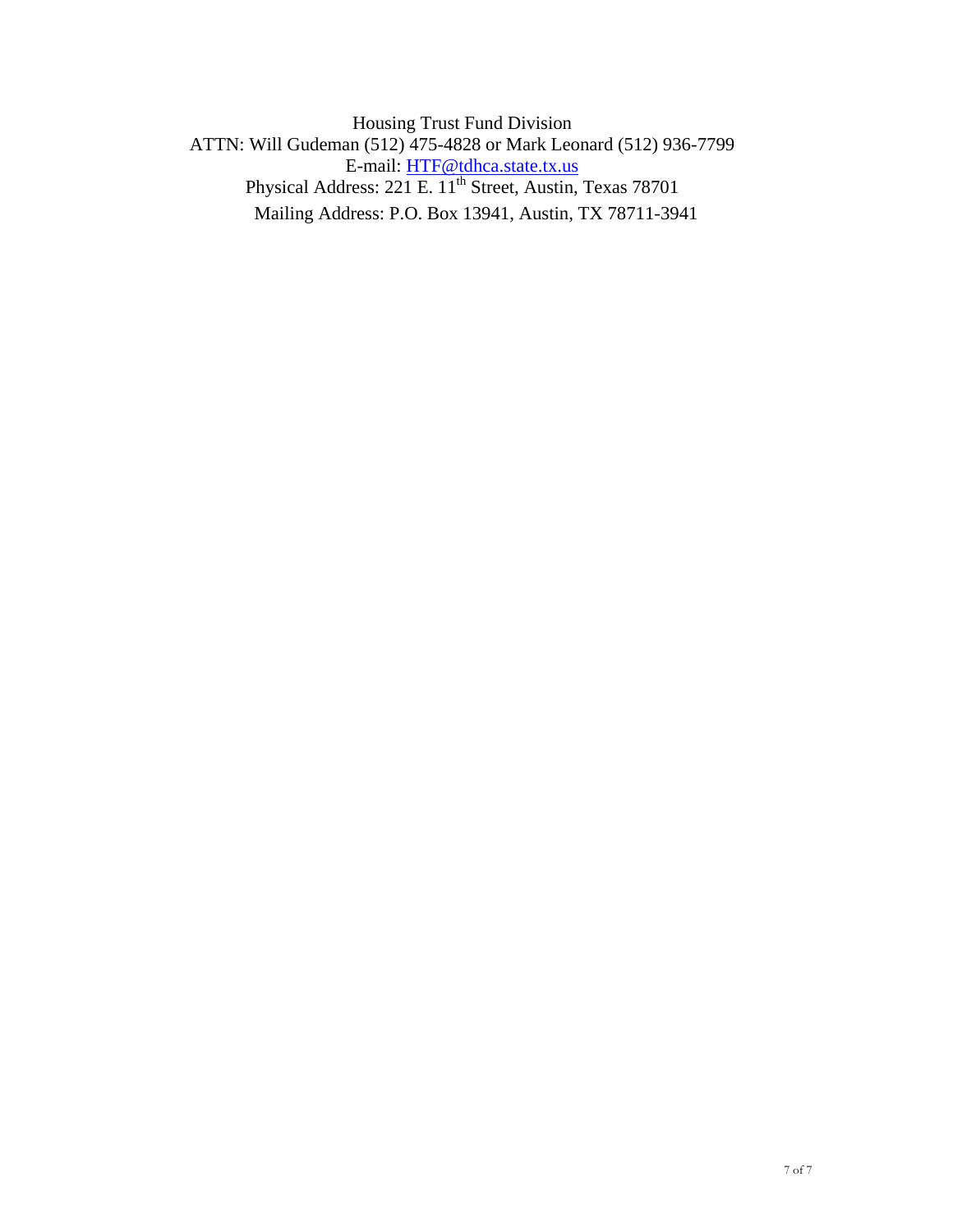Housing Trust Fund Division
ATTN: Will Gudeman (512) 475-4828 or Mark Leonard (512) 936-7799
E-mail: HTF@tdhca.state.tx.us
Physical Address: 221 E. 11th Street, Austin, Texas 78701
Mailing Address: P.O. Box 13941, Austin, TX 78711-3941